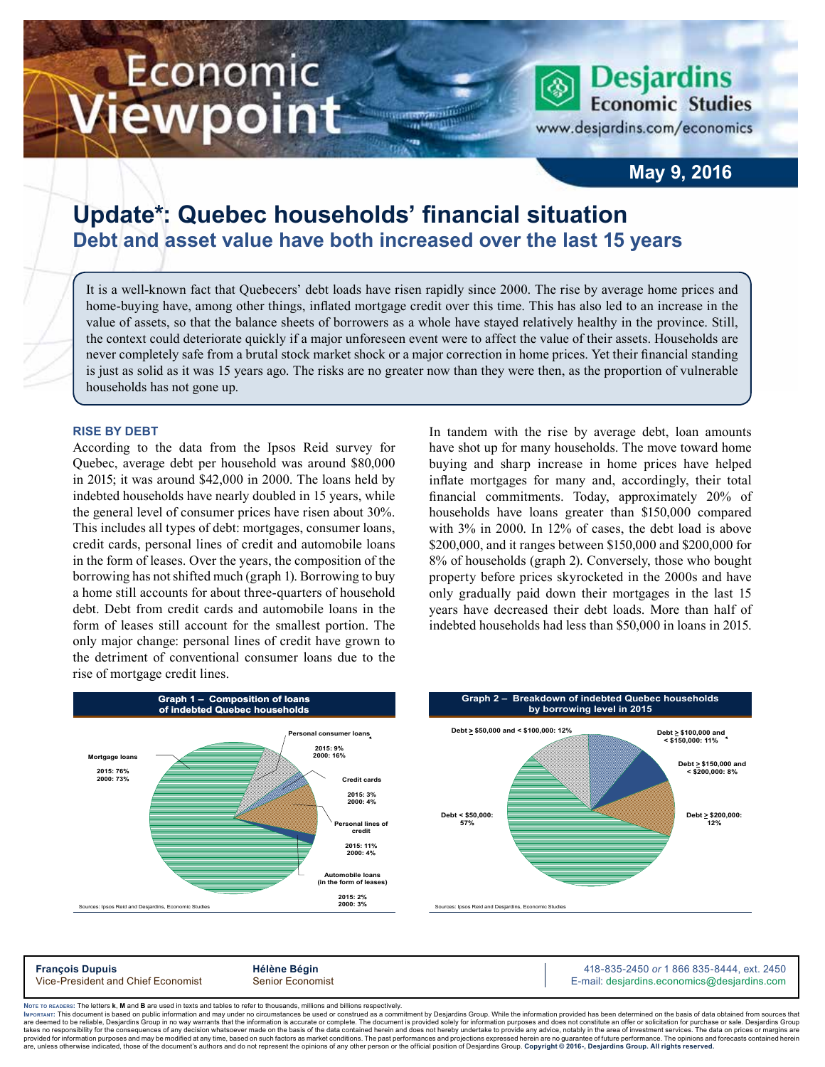# Update*: Quebec households' financial situation

## Debt and asset value have both increased over the last 15 years

It is a well-known fact that Quebecers' debt loads have risen rapidly since 2000. The rise by average home prices and home-buying have, among other things, inflated mortgage credit over this time. This has also led to an increase in the value of assets, so that the balance sheets of borrowers as a whole have stayed relatively healthy in the province. Still, the context could deteriorate quickly if a major unforeseen event were to affect the value of their assets. Households are never completely safe from a brutal stock market shock or a major correction in home prices. Yet their financial standing is just as solid as it was 15 years ago. The risks are no greater now than they were then, as the proportion of vulnerable households has not gone up.

### RISE BY DEBT

According to the data from the Ipsos Reid survey for Quebec, average debt per household was around $80,000 in 2015; it was around $42,000 in 2000. The loans held by indebted households have nearly doubled in 15 years, while the general level of consumer prices have risen about 30%. This includes all types of debt: mortgages, consumer loans, credit cards, personal lines of credit and automobile loans in the form of leases. Over the years, the composition of the borrowing has not shifted much (graph 1). Borrowing to buy a home still accounts for about three-quarters of household debt. Debt from credit cards and automobile loans in the form of leases still account for the smallest portion. The only major change: personal lines of credit have grown to the detriment of conventional consumer loans due to the rise of mortgage credit lines.

In tandem with the rise by average debt, loan amounts have shot up for many households. The move toward home buying and sharp increase in home prices have helped inflate mortgages for many and, accordingly, their total financial commitments. Today, approximately 20% of households have loans greater than $150,000 compared with 3% in 2000. In 12% of cases, the debt load is above $200,000, and it ranges between $150,000 and $200,000 for 8% of households (graph 2). Conversely, those who bought property before prices skyrocketed in the 2000s and have only gradually paid down their mortgages in the last 15 years have decreased their debt loads. More than half of indebted households had less than $50,000 in loans in 2015.

**Graph 1 – Composition of loans of indebted Quebec households**

| Loan type | 2015 | 2000 |
|---|---|---|
| Mortgage loans | 76% | 73% |
| Personal consumer loans | 9% | 16% |
| Credit cards | 3% | 4% |
| Personal lines of credit | 11% | 4% |
| Automobile loans (in the form of leases) | 2% | 3% |

Sources: Ipsos Reid and Desjardins, Economic Studies

**Graph 2 – Breakdown of indebted Quebec households by borrowing level in 2015**

| Borrowing level | Share |
|---|---|
| Debt < $50,000 | 57% |
| Debt ≥ $50,000 and < $100,000 | 12% |
| Debt ≥ $100,000 and < $150,000 | 11% |
| Debt ≥ $150,000 and < $200,000 | 8% |
| Debt ≥ $200,000 | 12% |

Sources: Ipsos Reid and Desjardins, Economic Studies

**François Dupuis**
Vice-President and Chief Economist

**Hélène Bégin**
Senior Economist

418-835-2450 *or* 1 866 835-8444, ext. 2450
E-mail: desjardins.economics@desjardins.com

Note to readers: The letters **k**, **M** and **B** are used in texts and tables to refer to thousands, millions and billions respectively.
Important: This document is based on public information and may under no circumstances be used or construed as a commitment by Desjardins Group. While the information provided has been determined on the basis of data obtained from sources that are deemed to be reliable, Desjardins Group in no way warrants that the information is accurate or complete. The document is provided solely for information purposes and does not constitute an offer or solicitation for purchase or sale. Desjardins Group takes no responsibility for the consequences of any decision whatsoever made on the basis of the data contained herein and does not hereby undertake to provide any advice, notably in the area of investment services. The data on prices or margins are provided for information purposes and may be modified at any time, based on such factors as market conditions. The past performances and projections expressed herein are no guarantee of future performance. The opinions and forecasts contained herein are, unless otherwise indicated, those of the document's authors and do not represent the opinions of any other person or the official position of Desjardins Group. **Copyright © 2016-, Desjardins Group. All rights reserved.**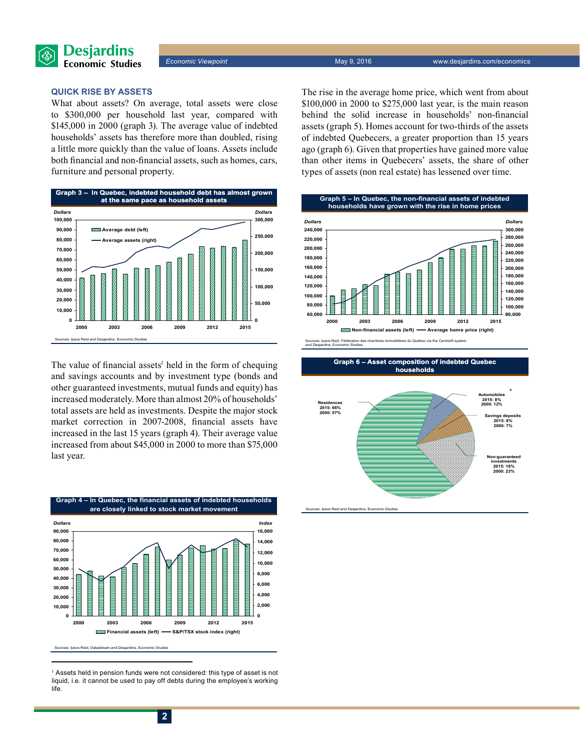### QUICK RISE BY ASSETS

What about assets? On average, total assets were close to $300,000 per household last year, compared with $145,000 in 2000 (graph 3). The average value of indebted households' assets has therefore more than doubled, rising a little more quickly than the value of loans. Assets include both financial and non-financial assets, such as homes, cars, furniture and personal property.

**Graph 3 – In Quebec, indebted household debt has almost grown at the same pace as household assets**

Sources: Ipsos Reid and Desjardins, Economic Studies

The value of financial assets[1] held in the form of chequing and savings accounts and by investment type (bonds and other guaranteed investments, mutual funds and equity) has increased moderately. More than almost 20% of households' total assets are held as investments. Despite the major stock market correction in 2007-2008, financial assets have increased in the last 15 years (graph 4). Their average value increased from about $45,000 in 2000 to more than $75,000 last year.

**Graph 4 – In Quebec, the financial assets of indebted households are closely linked to stock market movement**

Sources: Ipsos Reid, Datastream and Desjardins, Economic Studies

The rise in the average home price, which went from about $100,000 in 2000 to $275,000 last year, is the main reason behind the solid increase in households' non-financial assets (graph 5). Homes account for two-thirds of the assets of indebted Quebecers, a greater proportion than 15 years ago (graph 6). Given that properties have gained more value than other items in Quebecers' assets, the share of other types of assets (non real estate) has lessened over time.

**Graph 5 – In Quebec, the non-financial assets of indebted households have grown with the rise in home prices**

Sources: Ipsos Reid, Fédération des chambres immobilières du Québec via the Centris® system and Desjardins, Economic Studies

**Graph 6 – Asset composition of indebted Quebec households**

Sources: Ipsos Reid and Desjardins, Economic Studies

---

[1] Assets held in pension funds were not considered: this type of asset is not liquid, i.e. it cannot be used to pay off debts during the employee's working life.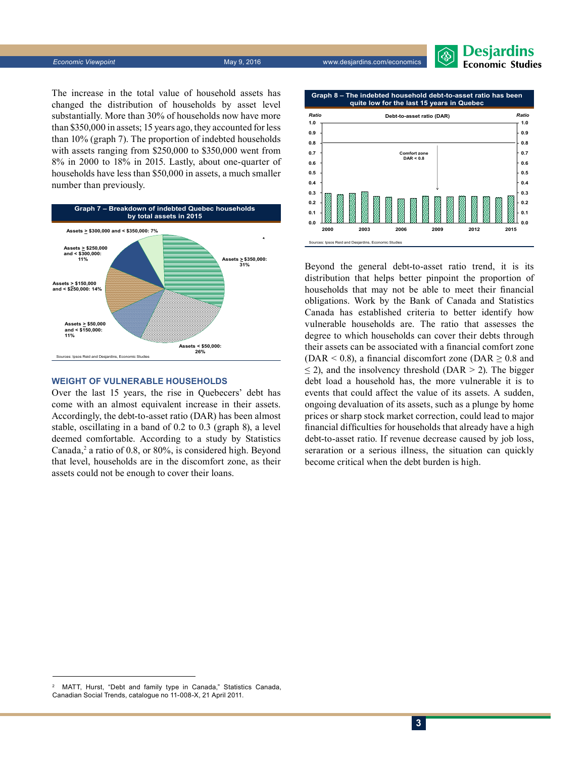The increase in the total value of household assets has changed the distribution of households by asset level substantially. More than 30% of households now have more than \$350,000 in assets; 15 years ago, they accounted for less than 10% (graph 7). The proportion of indebted households with assets ranging from \$250,000 to \$350,000 went from 8% in 2000 to 18% in 2015. Lastly, about one-quarter of households have less than \$50,000 in assets, a much smaller number than previously.

**Graph 7 – Breakdown of indebted Quebec households by total assets in 2015**

Assets ≥ \$350,000: 31%
Assets < \$50,000: 26%
Assets ≥ \$50,000 and < \$150,000: 11%
Assets ≥ \$150,000 and < \$250,000: 14%
Assets ≥ \$250,000 and < \$300,000: 11%
Assets ≥ \$300,000 and < \$350,000: 7%

Sources: Ipsos Reid and Desjardins, Economic Studies

## WEIGHT OF VULNERABLE HOUSEHOLDS

Over the last 15 years, the rise in Quebecers' debt has come with an almost equivalent increase in their assets. Accordingly, the debt-to-asset ratio (DAR) has been almost stable, oscillating in a band of 0.2 to 0.3 (graph 8), a level deemed comfortable. According to a study by Statistics Canada,[2] a ratio of 0.8, or 80%, is considered high. Beyond that level, households are in the discomfort zone, as their assets could not be enough to cover their loans.

**Graph 8 – The indebted household debt-to-asset ratio has been quite low for the last 15 years in Quebec**

Debt-to-asset ratio (DAR)

Comfort zone DAR < 0.8

Sources: Ipsos Reid and Desjardins, Economic Studies

Beyond the general debt-to-asset ratio trend, it is its distribution that helps better pinpoint the proportion of households that may not be able to meet their financial obligations. Work by the Bank of Canada and Statistics Canada has established criteria to better identify how vulnerable households are. The ratio that assesses the degree to which households can cover their debts through their assets can be associated with a financial comfort zone (DAR $< 0.8$), a financial discomfort zone (DAR $\geq 0.8$ and $\leq 2$), and the insolvency threshold (DAR $> 2$). The bigger debt load a household has, the more vulnerable it is to events that could affect the value of its assets. A sudden, ongoing devaluation of its assets, such as a plunge by home prices or sharp stock market correction, could lead to major financial difficulties for households that already have a high debt-to-asset ratio. If revenue decrease caused by job loss, seraration or a serious illness, the situation can quickly become critical when the debt burden is high.

---

[2] MATT, Hurst, "Debt and family type in Canada," Statistics Canada, Canadian Social Trends, catalogue no 11-008-X, 21 April 2011.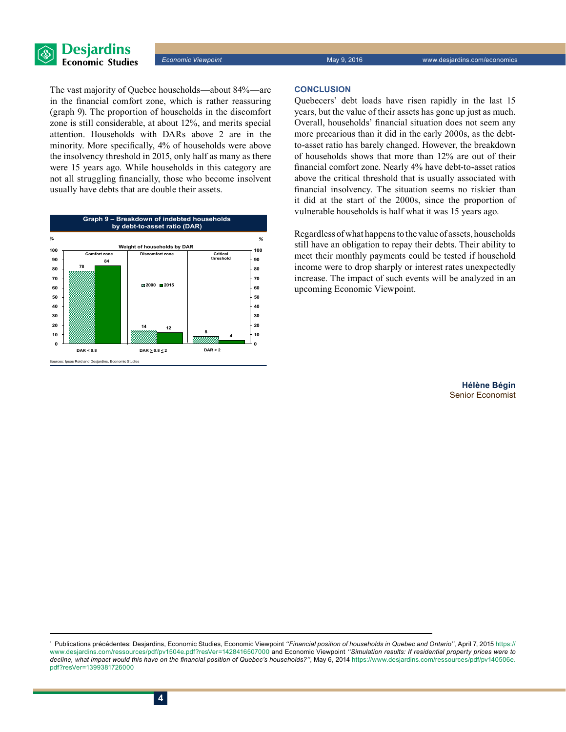The vast majority of Quebec households—about 84%—are in the financial comfort zone, which is rather reassuring (graph 9). The proportion of households in the discomfort zone is still considerable, at about 12%, and merits special attention. Households with DARs above 2 are in the minority. More specifically, 4% of households were above the insolvency threshold in 2015, only half as many as there were 15 years ago. While households in this category are not all struggling financially, those who become insolvent usually have debts that are double their assets.

**Graph 9 – Breakdown of indebted households by debt-to-asset ratio (DAR)**

%

Weight of households by DAR

Comfort zone

Discomfort zone

Critical threshold

2000 2015

78

84

14

12

8

4

DAR < 0.8

DAR ≥ 0.8 ≤ 2

DAR > 2

100 90 80 70 60 50 40 30 20 10 0

Sources: Ipsos Reid and Desjardins, Economic Studies

## CONCLUSION

Quebecers' debt loads have risen rapidly in the last 15 years, but the value of their assets has gone up just as much. Overall, households' financial situation does not seem any more precarious than it did in the early 2000s, as the debt-to-asset ratio has barely changed. However, the breakdown of households shows that more than 12% are out of their financial comfort zone. Nearly 4% have debt-to-asset ratios above the critical threshold that is usually associated with financial insolvency. The situation seems no riskier than it did at the start of the 2000s, since the proportion of vulnerable households is half what it was 15 years ago.

Regardless of what happens to the value of assets, households still have an obligation to repay their debts. Their ability to meet their monthly payments could be tested if household income were to drop sharply or interest rates unexpectedly increase. The impact of such events will be analyzed in an upcoming Economic Viewpoint.

**Hélène Bégin**
Senior Economist

` Publications précédentes: Desjardins, Economic Studies, Economic Viewpoint *''Financial position of households in Quebec and Ontario''*, April 7, 2015 https://www.desjardins.com/ressources/pdf/pv1504e.pdf?resVer=1428416507000 and Economic Viewpoint *''Simulation results: If residential property prices were to decline, what impact would this have on the financial position of Quebec's households?''*, May 6, 2014 https://www.desjardins.com/ressources/pdf/pv140506e.pdf?resVer=1399381726000